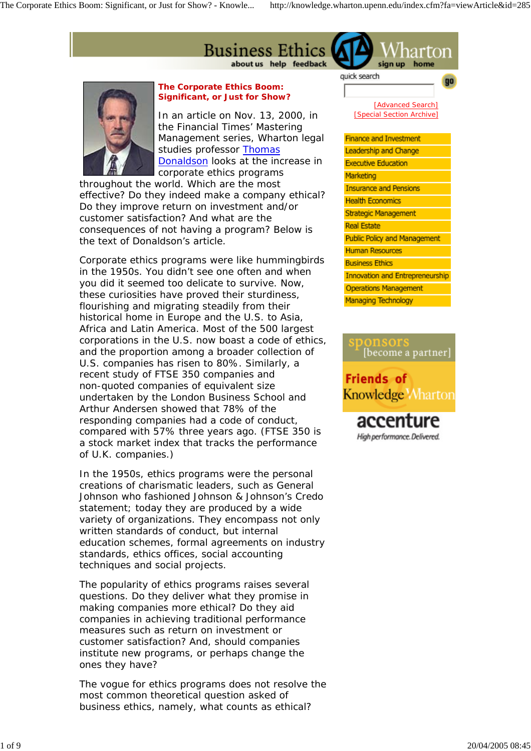# The Corporate Ethics Boom: Significant, or Just for Show?

In an article on Nov. 13, 2000, in the Financial Times' Mastering Management series, Wharton legal studies professor Thomas Donaldson looks at the increase in corporate ethics programs throughout the world. Which are the most effective? Do they indeed make a company ethical? Do they improve return on investment and/or customer satisfaction? And what are the consequences of not having a program? Below is the text of Donaldson's article.

Corporate ethics programs were like hummingbirds in the 1950s. You didn't see one often and when you did it seemed too delicate to survive. Now, these curiosities have proved their sturdiness, flourishing and migrating steadily from their historical home in Europe and the U.S. to Asia, Africa and Latin America. Most of the 500 largest corporations in the U.S. now boast a code of ethics, and the proportion among a broader collection of U.S. companies has risen to 80%. Similarly, a recent study of FTSE 350 companies and non-quoted companies of equivalent size undertaken by the London Business School and Arthur Andersen showed that 78% of the responding companies had a code of conduct, compared with 57% three years ago. (FTSE 350 is a stock market index that tracks the performance of U.K. companies.)

In the 1950s, ethics programs were the personal creations of charismatic leaders, such as General Johnson who fashioned Johnson & Johnson's Credo statement; today they are produced by a wide variety of organizations. They encompass not only written standards of conduct, but internal education schemes, formal agreements on industry standards, ethics offices, social accounting techniques and social projects.

The popularity of ethics programs raises several questions. Do they deliver what they promise in making companies more ethical? Do they aid companies in achieving traditional performance measures such as return on investment or customer satisfaction? And, should companies institute new programs, or perhaps change the ones they have?

The vogue for ethics programs does not resolve the most common theoretical question asked of business ethics, namely, what counts as ethical?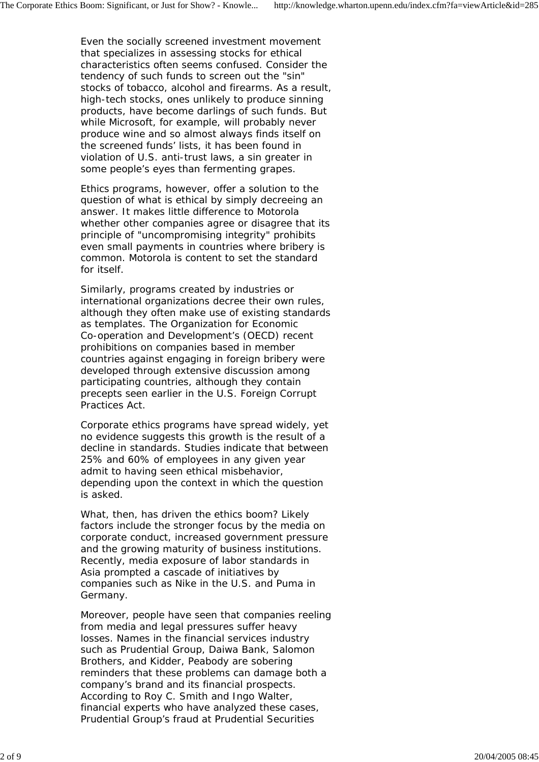Even the socially screened investment movement that specializes in assessing stocks for ethical characteristics often seems confused. Consider the tendency of such funds to screen out the "sin" stocks of tobacco, alcohol and firearms. As a result, high-tech stocks, ones unlikely to produce sinning products, have become darlings of such funds. But while Microsoft, for example, will probably never produce wine and so almost always finds itself on the screened funds' lists, it has been found in violation of U.S. anti-trust laws, a sin greater in some people's eyes than fermenting grapes.

Ethics programs, however, offer a solution to the question of what is ethical by simply decreeing an answer. It makes little difference to Motorola whether other companies agree or disagree that its principle of "uncompromising integrity" prohibits even small payments in countries where bribery is common. Motorola is content to set the standard for itself.

Similarly, programs created by industries or international organizations decree their own rules, although they often make use of existing standards as templates. The Organization for Economic Co-operation and Development's (OECD) recent prohibitions on companies based in member countries against engaging in foreign bribery were developed through extensive discussion among participating countries, although they contain precepts seen earlier in the U.S. Foreign Corrupt Practices Act.

Corporate ethics programs have spread widely, yet no evidence suggests this growth is the result of a decline in standards. Studies indicate that between 25% and 60% of employees in any given year admit to having seen ethical misbehavior, depending upon the context in which the question is asked.

What, then, has driven the ethics boom? Likely factors include the stronger focus by the media on corporate conduct, increased government pressure and the growing maturity of business institutions. Recently, media exposure of labor standards in Asia prompted a cascade of initiatives by companies such as Nike in the U.S. and Puma in Germany.

Moreover, people have seen that companies reeling from media and legal pressures suffer heavy losses. Names in the financial services industry such as Prudential Group, Daiwa Bank, Salomon Brothers, and Kidder, Peabody are sobering reminders that these problems can damage both a company's brand and its financial prospects. According to Roy C. Smith and Ingo Walter, financial experts who have analyzed these cases, Prudential Group's fraud at Prudential Securities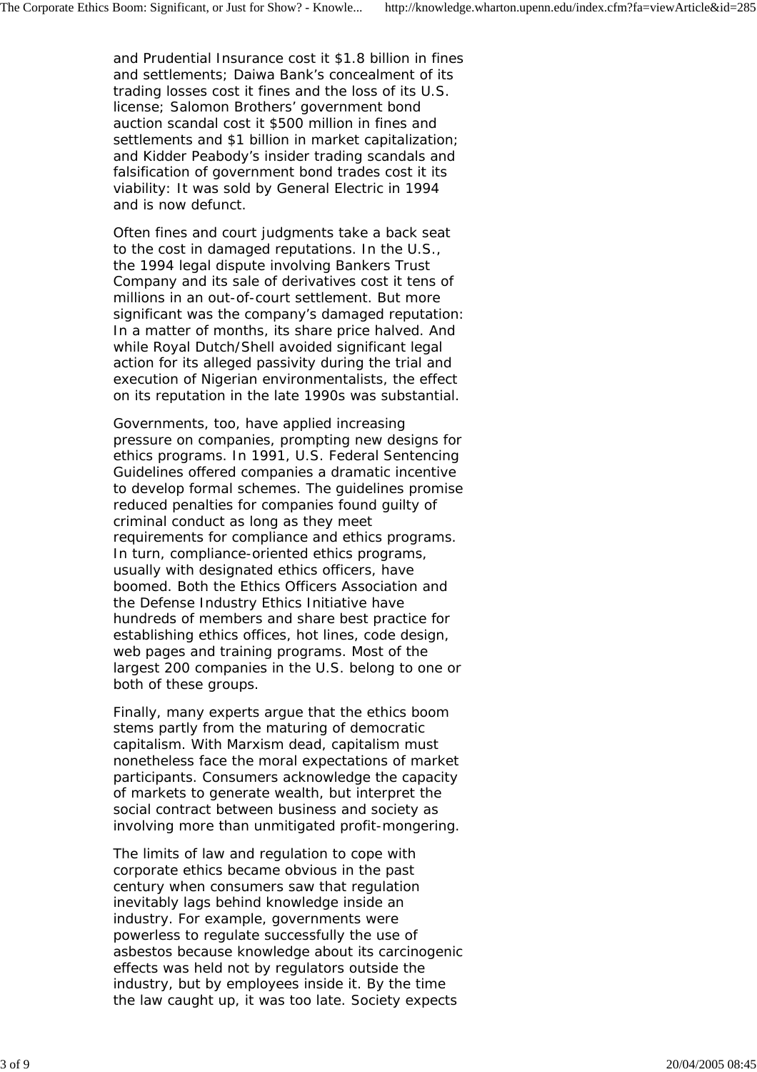and Prudential Insurance cost it $1.8 billion in fines and settlements; Daiwa Bank's concealment of its trading losses cost it fines and the loss of its U.S. license; Salomon Brothers' government bond auction scandal cost it $500 million in fines and settlements and $1 billion in market capitalization; and Kidder Peabody's insider trading scandals and falsification of government bond trades cost it its viability: It was sold by General Electric in 1994 and is now defunct.

Often fines and court judgments take a back seat to the cost in damaged reputations. In the U.S., the 1994 legal dispute involving Bankers Trust Company and its sale of derivatives cost it tens of millions in an out-of-court settlement. But more significant was the company's damaged reputation: In a matter of months, its share price halved. And while Royal Dutch/Shell avoided significant legal action for its alleged passivity during the trial and execution of Nigerian environmentalists, the effect on its reputation in the late 1990s was substantial.

Governments, too, have applied increasing pressure on companies, prompting new designs for ethics programs. In 1991, U.S. Federal Sentencing Guidelines offered companies a dramatic incentive to develop formal schemes. The guidelines promise reduced penalties for companies found guilty of criminal conduct as long as they meet requirements for compliance and ethics programs. In turn, compliance-oriented ethics programs, usually with designated ethics officers, have boomed. Both the Ethics Officers Association and the Defense Industry Ethics Initiative have hundreds of members and share best practice for establishing ethics offices, hot lines, code design, web pages and training programs. Most of the largest 200 companies in the U.S. belong to one or both of these groups.

Finally, many experts argue that the ethics boom stems partly from the maturing of democratic capitalism. With Marxism dead, capitalism must nonetheless face the moral expectations of market participants. Consumers acknowledge the capacity of markets to generate wealth, but interpret the social contract between business and society as involving more than unmitigated profit-mongering.

The limits of law and regulation to cope with corporate ethics became obvious in the past century when consumers saw that regulation inevitably lags behind knowledge inside an industry. For example, governments were powerless to regulate successfully the use of asbestos because knowledge about its carcinogenic effects was held not by regulators outside the industry, but by employees inside it. By the time the law caught up, it was too late. Society expects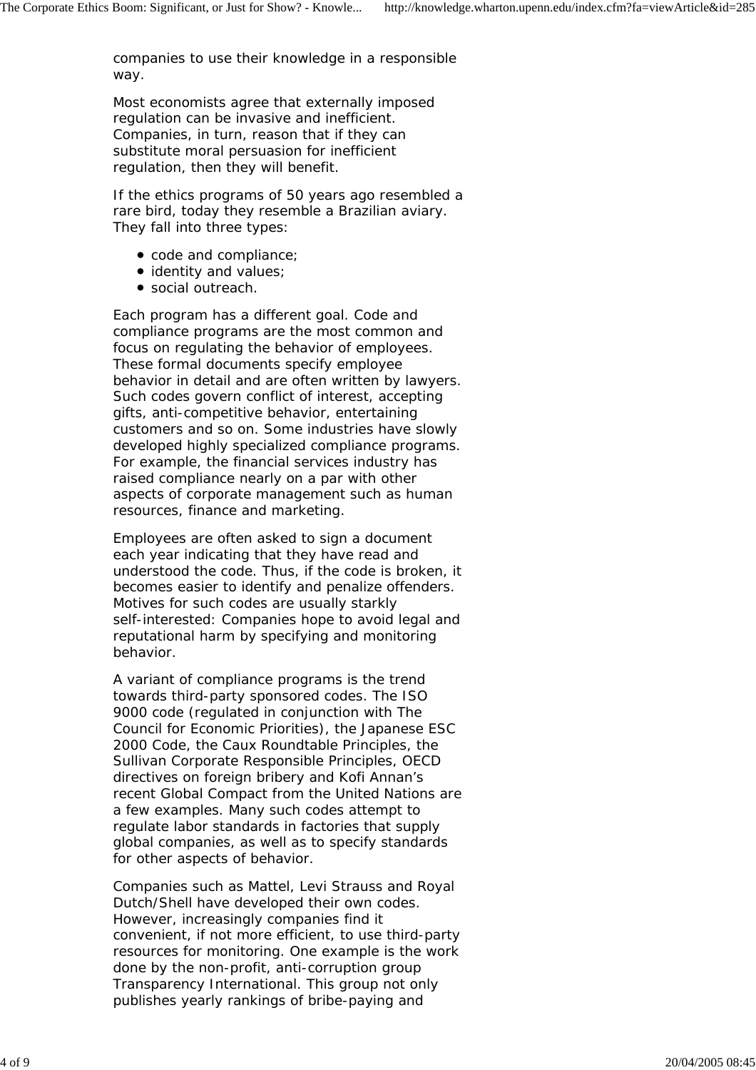companies to use their knowledge in a responsible way.

Most economists agree that externally imposed regulation can be invasive and inefficient. Companies, in turn, reason that if they can substitute moral persuasion for inefficient regulation, then they will benefit.

If the ethics programs of 50 years ago resembled a rare bird, today they resemble a Brazilian aviary. They fall into three types:

- code and compliance;
- identity and values;
- social outreach.

Each program has a different goal. Code and compliance programs are the most common and focus on regulating the behavior of employees. These formal documents specify employee behavior in detail and are often written by lawyers. Such codes govern conflict of interest, accepting gifts, anti-competitive behavior, entertaining customers and so on. Some industries have slowly developed highly specialized compliance programs. For example, the financial services industry has raised compliance nearly on a par with other aspects of corporate management such as human resources, finance and marketing.

Employees are often asked to sign a document each year indicating that they have read and understood the code. Thus, if the code is broken, it becomes easier to identify and penalize offenders. Motives for such codes are usually starkly self-interested: Companies hope to avoid legal and reputational harm by specifying and monitoring behavior.

A variant of compliance programs is the trend towards third-party sponsored codes. The ISO 9000 code (regulated in conjunction with The Council for Economic Priorities), the Japanese ESC 2000 Code, the Caux Roundtable Principles, the Sullivan Corporate Responsible Principles, OECD directives on foreign bribery and Kofi Annan’s recent Global Compact from the United Nations are a few examples. Many such codes attempt to regulate labor standards in factories that supply global companies, as well as to specify standards for other aspects of behavior.

Companies such as Mattel, Levi Strauss and Royal Dutch/Shell have developed their own codes. However, increasingly companies find it convenient, if not more efficient, to use third-party resources for monitoring. One example is the work done by the non-profit, anti-corruption group Transparency International. This group not only publishes yearly rankings of bribe-paying and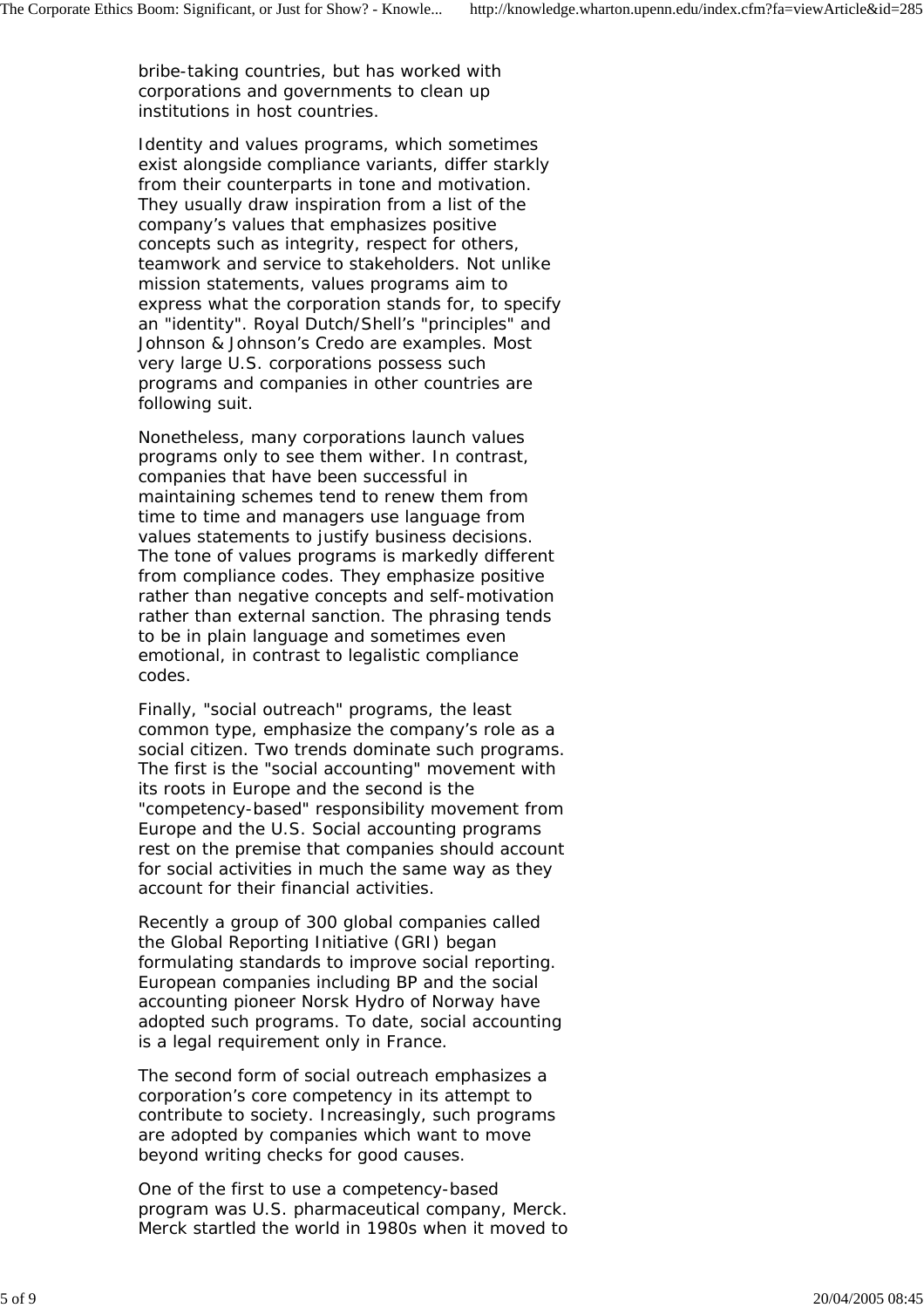bribe-taking countries, but has worked with corporations and governments to clean up institutions in host countries.

Identity and values programs, which sometimes exist alongside compliance variants, differ starkly from their counterparts in tone and motivation. They usually draw inspiration from a list of the company's values that emphasizes positive concepts such as integrity, respect for others, teamwork and service to stakeholders. Not unlike mission statements, values programs aim to express what the corporation stands for, to specify an "identity". Royal Dutch/Shell's "principles" and Johnson & Johnson's Credo are examples. Most very large U.S. corporations possess such programs and companies in other countries are following suit.

Nonetheless, many corporations launch values programs only to see them wither. In contrast, companies that have been successful in maintaining schemes tend to renew them from time to time and managers use language from values statements to justify business decisions. The tone of values programs is markedly different from compliance codes. They emphasize positive rather than negative concepts and self-motivation rather than external sanction. The phrasing tends to be in plain language and sometimes even emotional, in contrast to legalistic compliance codes.

Finally, "social outreach" programs, the least common type, emphasize the company's role as a social citizen. Two trends dominate such programs. The first is the "social accounting" movement with its roots in Europe and the second is the "competency-based" responsibility movement from Europe and the U.S. Social accounting programs rest on the premise that companies should account for social activities in much the same way as they account for their financial activities.

Recently a group of 300 global companies called the Global Reporting Initiative (GRI) began formulating standards to improve social reporting. European companies including BP and the social accounting pioneer Norsk Hydro of Norway have adopted such programs. To date, social accounting is a legal requirement only in France.

The second form of social outreach emphasizes a corporation's core competency in its attempt to contribute to society. Increasingly, such programs are adopted by companies which want to move beyond writing checks for good causes.

One of the first to use a competency-based program was U.S. pharmaceutical company, Merck. Merck startled the world in 1980s when it moved to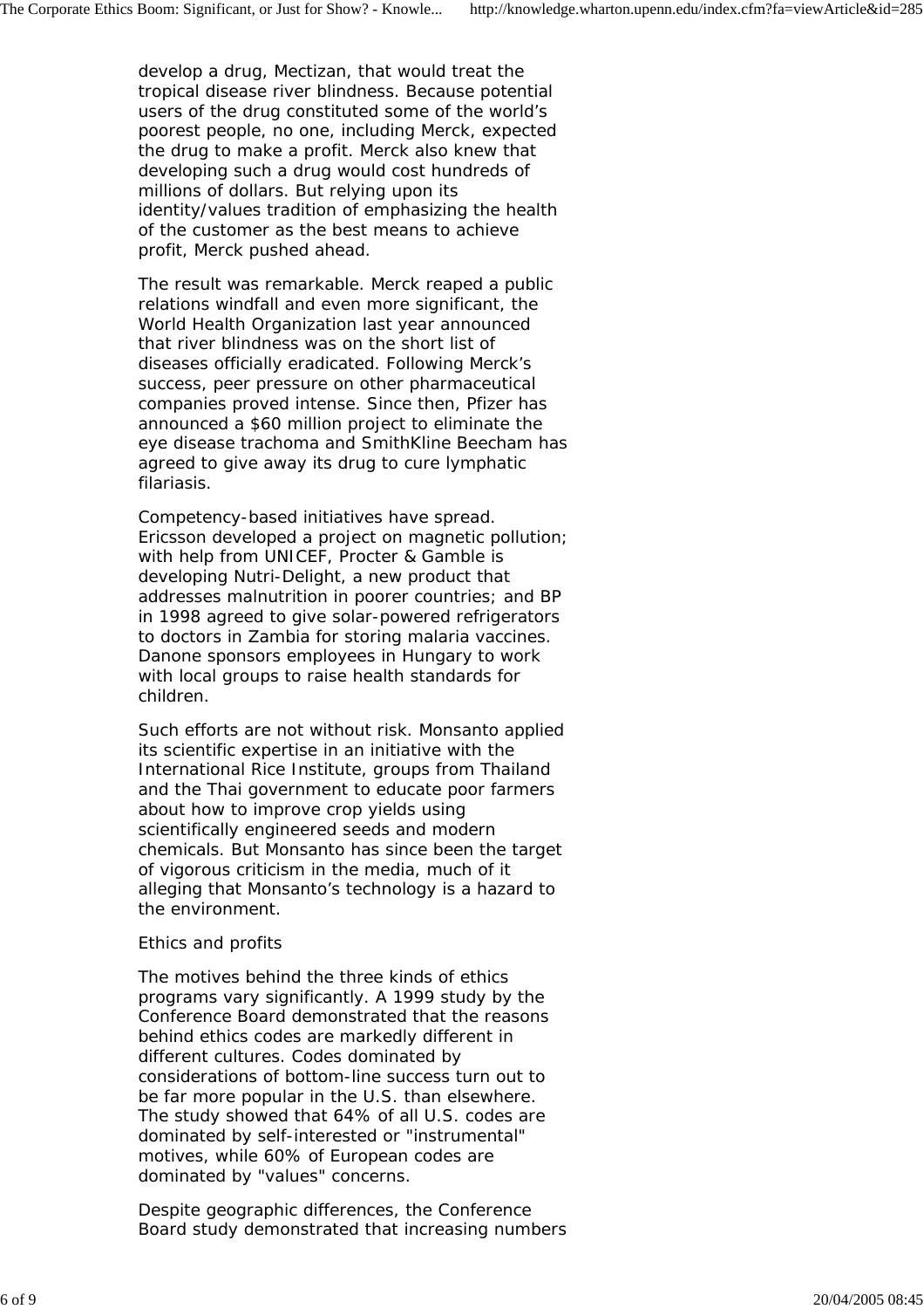develop a drug, Mectizan, that would treat the tropical disease river blindness. Because potential users of the drug constituted some of the world's poorest people, no one, including Merck, expected the drug to make a profit. Merck also knew that developing such a drug would cost hundreds of millions of dollars. But relying upon its identity/values tradition of emphasizing the health of the customer as the best means to achieve profit, Merck pushed ahead.

The result was remarkable. Merck reaped a public relations windfall and even more significant, the World Health Organization last year announced that river blindness was on the short list of diseases officially eradicated. Following Merck's success, peer pressure on other pharmaceutical companies proved intense. Since then, Pfizer has announced a $60 million project to eliminate the eye disease trachoma and SmithKline Beecham has agreed to give away its drug to cure lymphatic filariasis.

Competency-based initiatives have spread. Ericsson developed a project on magnetic pollution; with help from UNICEF, Procter & Gamble is developing Nutri-Delight, a new product that addresses malnutrition in poorer countries; and BP in 1998 agreed to give solar-powered refrigerators to doctors in Zambia for storing malaria vaccines. Danone sponsors employees in Hungary to work with local groups to raise health standards for children.

Such efforts are not without risk. Monsanto applied its scientific expertise in an initiative with the International Rice Institute, groups from Thailand and the Thai government to educate poor farmers about how to improve crop yields using scientifically engineered seeds and modern chemicals. But Monsanto has since been the target of vigorous criticism in the media, much of it alleging that Monsanto's technology is a hazard to the environment.

## Ethics and profits

The motives behind the three kinds of ethics programs vary significantly. A 1999 study by the Conference Board demonstrated that the reasons behind ethics codes are markedly different in different cultures. Codes dominated by considerations of bottom-line success turn out to be far more popular in the U.S. than elsewhere. The study showed that 64% of all U.S. codes are dominated by self-interested or "instrumental" motives, while 60% of European codes are dominated by "values" concerns.

Despite geographic differences, the Conference Board study demonstrated that increasing numbers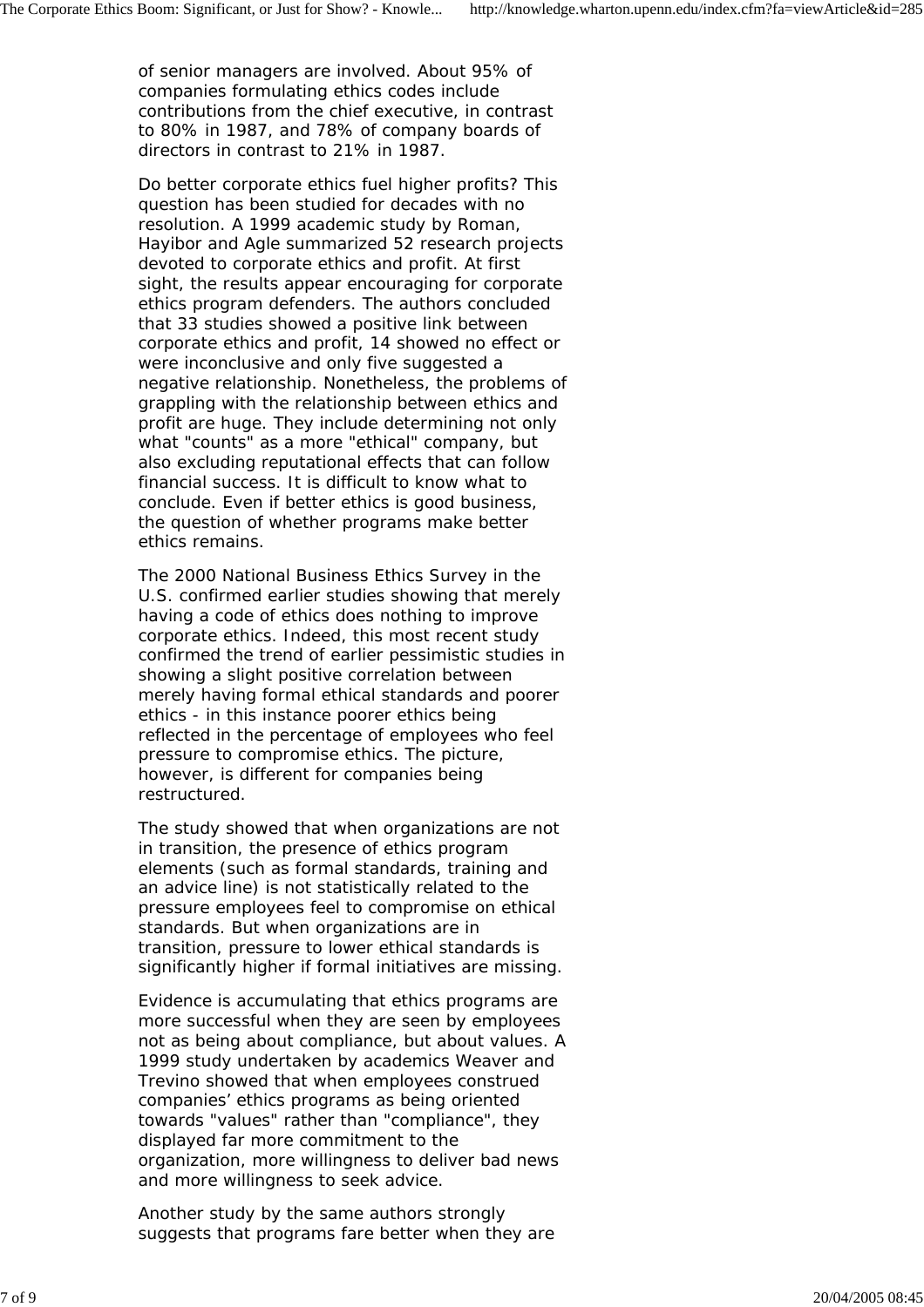of senior managers are involved. About 95% of companies formulating ethics codes include contributions from the chief executive, in contrast to 80% in 1987, and 78% of company boards of directors in contrast to 21% in 1987.

Do better corporate ethics fuel higher profits? This question has been studied for decades with no resolution. A 1999 academic study by Roman, Hayibor and Agle summarized 52 research projects devoted to corporate ethics and profit. At first sight, the results appear encouraging for corporate ethics program defenders. The authors concluded that 33 studies showed a positive link between corporate ethics and profit, 14 showed no effect or were inconclusive and only five suggested a negative relationship. Nonetheless, the problems of grappling with the relationship between ethics and profit are huge. They include determining not only what "counts" as a more "ethical" company, but also excluding reputational effects that can follow financial success. It is difficult to know what to conclude. Even if better ethics is good business, the question of whether programs make better ethics remains.

The 2000 National Business Ethics Survey in the U.S. confirmed earlier studies showing that merely having a code of ethics does nothing to improve corporate ethics. Indeed, this most recent study confirmed the trend of earlier pessimistic studies in showing a slight positive correlation between merely having formal ethical standards and poorer ethics - in this instance poorer ethics being reflected in the percentage of employees who feel pressure to compromise ethics. The picture, however, is different for companies being restructured.

The study showed that when organizations are not in transition, the presence of ethics program elements (such as formal standards, training and an advice line) is not statistically related to the pressure employees feel to compromise on ethical standards. But when organizations are in transition, pressure to lower ethical standards is significantly higher if formal initiatives are missing.

Evidence is accumulating that ethics programs are more successful when they are seen by employees not as being about compliance, but about values. A 1999 study undertaken by academics Weaver and Trevino showed that when employees construed companies’ ethics programs as being oriented towards "values" rather than "compliance", they displayed far more commitment to the organization, more willingness to deliver bad news and more willingness to seek advice.

Another study by the same authors strongly suggests that programs fare better when they are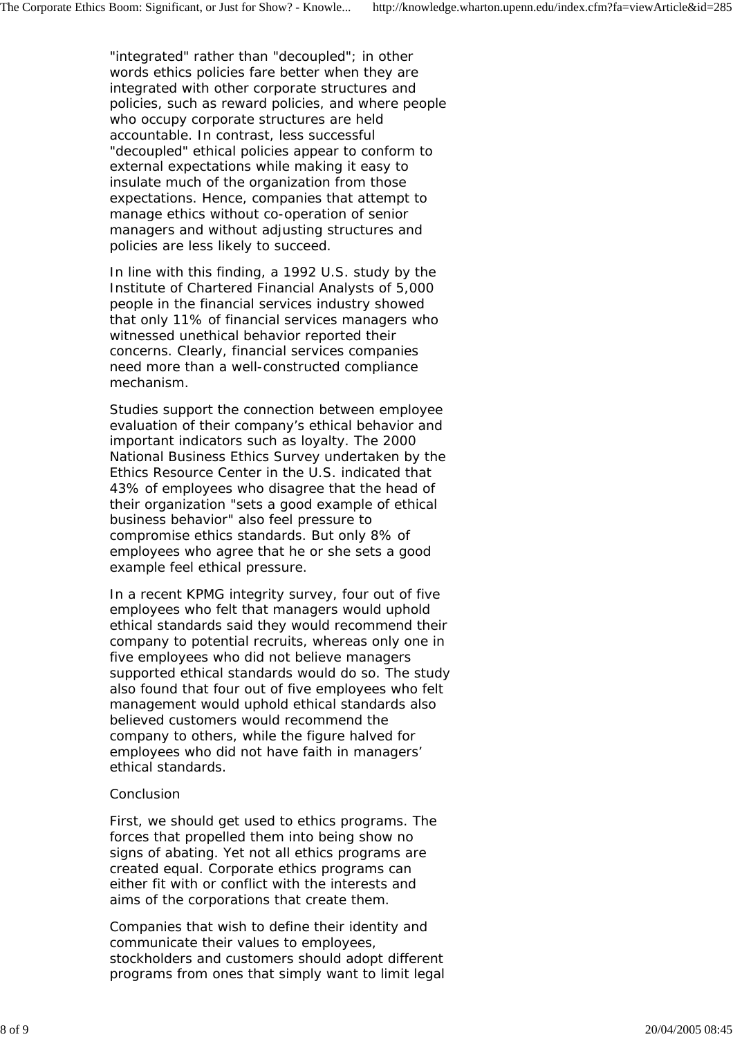"integrated" rather than "decoupled"; in other words ethics policies fare better when they are integrated with other corporate structures and policies, such as reward policies, and where people who occupy corporate structures are held accountable. In contrast, less successful "decoupled" ethical policies appear to conform to external expectations while making it easy to insulate much of the organization from those expectations. Hence, companies that attempt to manage ethics without co-operation of senior managers and without adjusting structures and policies are less likely to succeed.

In line with this finding, a 1992 U.S. study by the Institute of Chartered Financial Analysts of 5,000 people in the financial services industry showed that only 11% of financial services managers who witnessed unethical behavior reported their concerns. Clearly, financial services companies need more than a well-constructed compliance mechanism.

Studies support the connection between employee evaluation of their company's ethical behavior and important indicators such as loyalty. The 2000 National Business Ethics Survey undertaken by the Ethics Resource Center in the U.S. indicated that 43% of employees who disagree that the head of their organization "sets a good example of ethical business behavior" also feel pressure to compromise ethics standards. But only 8% of employees who agree that he or she sets a good example feel ethical pressure.

In a recent KPMG integrity survey, four out of five employees who felt that managers would uphold ethical standards said they would recommend their company to potential recruits, whereas only one in five employees who did not believe managers supported ethical standards would do so. The study also found that four out of five employees who felt management would uphold ethical standards also believed customers would recommend the company to others, while the figure halved for employees who did not have faith in managers' ethical standards.

## Conclusion

First, we should get used to ethics programs. The forces that propelled them into being show no signs of abating. Yet not all ethics programs are created equal. Corporate ethics programs can either fit with or conflict with the interests and aims of the corporations that create them.

Companies that wish to define their identity and communicate their values to employees, stockholders and customers should adopt different programs from ones that simply want to limit legal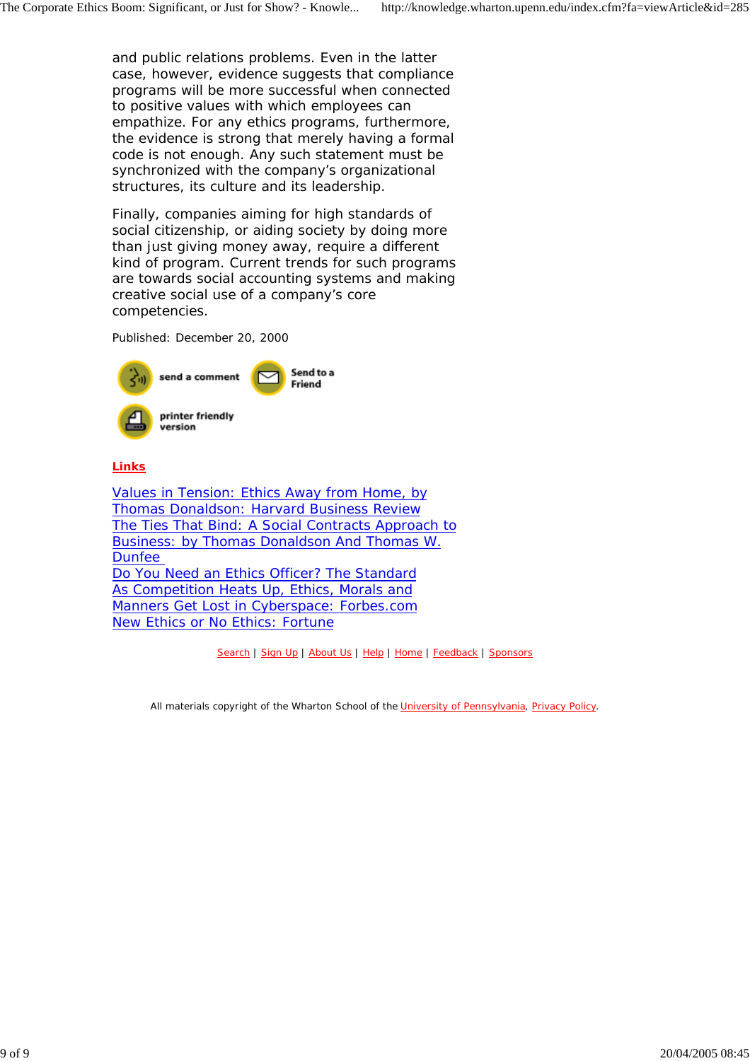and public relations problems. Even in the latter case, however, evidence suggests that compliance programs will be more successful when connected to positive values with which employees can empathize. For any ethics programs, furthermore, the evidence is strong that merely having a formal code is not enough. Any such statement must be synchronized with the company's organizational structures, its culture and its leadership.

Finally, companies aiming for high standards of social citizenship, or aiding society by doing more than just giving money away, require a different kind of program. Current trends for such programs are towards social accounting systems and making creative social use of a company's core competencies.

Published: December 20, 2000

send a comment

Send to a Friend

printer friendly version

**Links**

Values in Tension: Ethics Away from Home, by Thomas Donaldson: Harvard Business Review
The Ties That Bind: A Social Contracts Approach to Business: by Thomas Donaldson And Thomas W. Dunfee
Do You Need an Ethics Officer? The Standard
As Competition Heats Up, Ethics, Morals and Manners Get Lost in Cyberspace: Forbes.com
New Ethics or No Ethics: Fortune

Search | Sign Up | About Us | Help | Home | Feedback | Sponsors

All materials copyright of the Wharton School of the University of Pennsylvania, Privacy Policy.